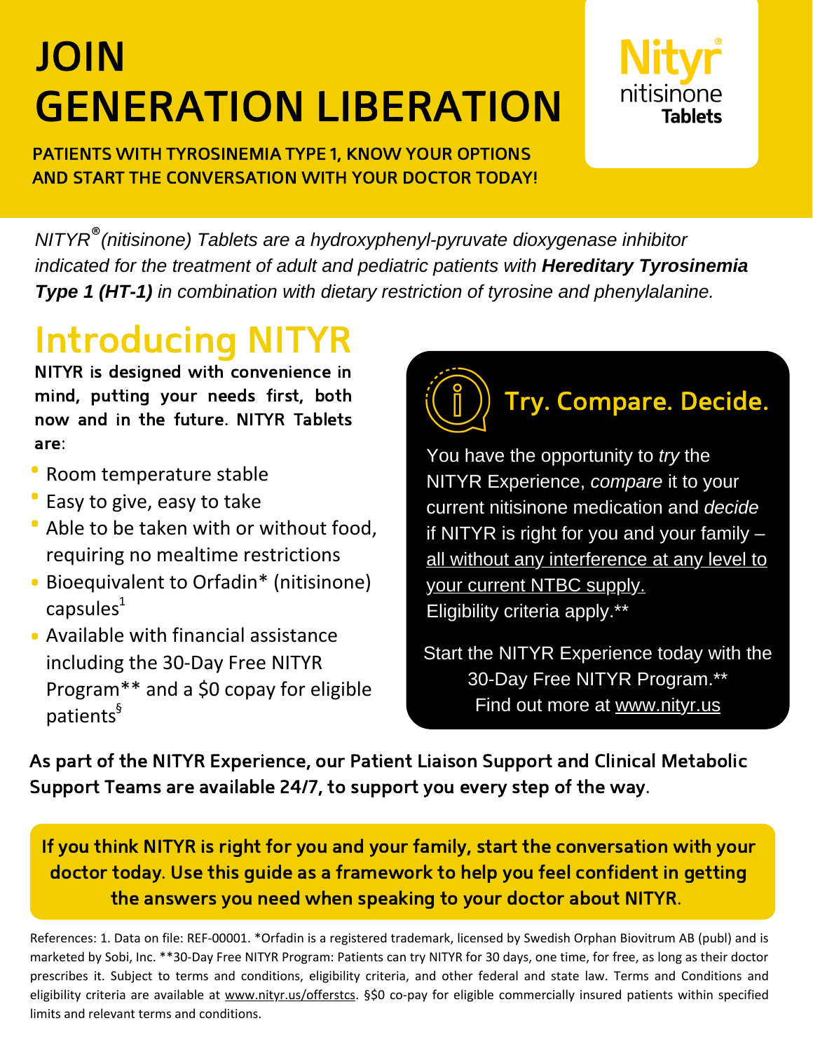# JOIN GENERATION LIBERATION

**PATIENTS WITH TYROSINEMIA TYPE 1, KNOW YOUR OPTIONS AND START THE CONVERSATION WITH YOUR DOCTOR TODAY!**

Nityr® nitisinone Tablets

*NITYR® (nitisinone) Tablets are a hydroxyphenyl-pyruvate dioxygenase inhibitor indicated for the treatment of adult and pediatric patients with **Hereditary Tyrosinemia Type 1 (HT-1)** in combination with dietary restriction of tyrosine and phenylalanine.*

## Introducing NITYR

**NITYR is designed with convenience in mind, putting your needs first, both now and in the future. NITYR Tablets are:**

- Room temperature stable
- Easy to give, easy to take
- Able to be taken with or without food, requiring no mealtime restrictions
- Bioequivalent to Orfadin* (nitisinone) capsules[1]
- Available with financial assistance including the 30-Day Free NITYR Program** and a $0 copay for eligible patients[§]

## Try. Compare. Decide.

You have the opportunity to *try* the NITYR Experience, *compare* it to your current nitisinone medication and *decide* if NITYR is right for you and your family – all without any interference at any level to your current NTBC supply.
Eligibility criteria apply.**

Start the NITYR Experience today with the 30-Day Free NITYR Program.**
Find out more at www.nityr.us

**As part of the NITYR Experience, our Patient Liaison Support and Clinical Metabolic Support Teams are available 24/7, to support you every step of the way.**

**If you think NITYR is right for you and your family, start the conversation with your doctor today. Use this guide as a framework to help you feel confident in getting the answers you need when speaking to your doctor about NITYR.**

References: 1. Data on file: REF-00001. *Orfadin is a registered trademark, licensed by Swedish Orphan Biovitrum AB (publ) and is marketed by Sobi, Inc. **30-Day Free NITYR Program: Patients can try NITYR for 30 days, one time, for free, as long as their doctor prescribes it. Subject to terms and conditions, eligibility criteria, and other federal and state law. Terms and Conditions and eligibility criteria are available at www.nityr.us/offerstcs. §$0 co-pay for eligible commercially insured patients within specified limits and relevant terms and conditions.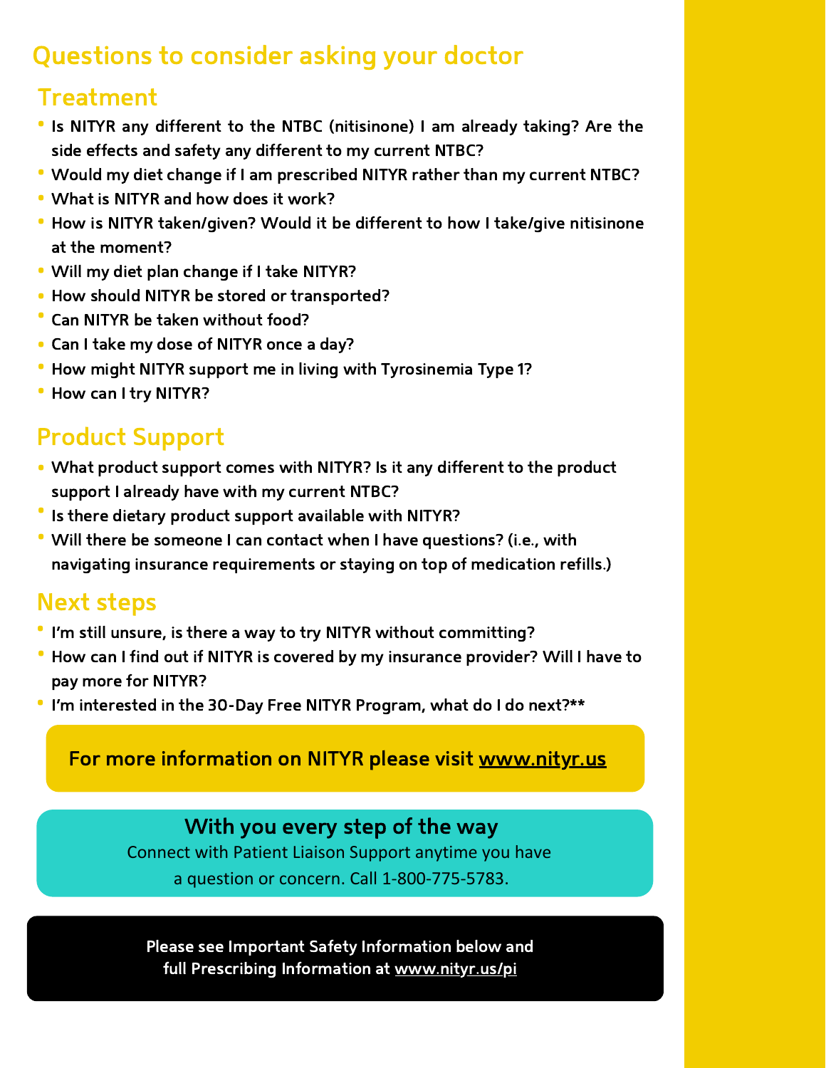# Questions to consider asking your doctor

## Treatment

- Is NITYR any different to the NTBC (nitisinone) I am already taking? Are the side effects and safety any different to my current NTBC?
- Would my diet change if I am prescribed NITYR rather than my current NTBC?
- What is NITYR and how does it work?
- How is NITYR taken/given? Would it be different to how I take/give nitisinone at the moment?
- Will my diet plan change if I take NITYR?
- How should NITYR be stored or transported?
- Can NITYR be taken without food?
- Can I take my dose of NITYR once a day?
- How might NITYR support me in living with Tyrosinemia Type 1?
- How can I try NITYR?

## Product Support

- What product support comes with NITYR? Is it any different to the product support I already have with my current NTBC?
- Is there dietary product support available with NITYR?
- Will there be someone I can contact when I have questions? (i.e., with navigating insurance requirements or staying on top of medication refills.)

## Next steps

- I'm still unsure, is there a way to try NITYR without committing?
- How can I find out if NITYR is covered by my insurance provider? Will I have to pay more for NITYR?
- I'm interested in the 30-Day Free NITYR Program, what do I do next?**

**For more information on NITYR please visit www.nityr.us**

**With you every step of the way**

Connect with Patient Liaison Support anytime you have a question or concern. Call 1-800-775-5783.

**Please see Important Safety Information below and full Prescribing Information at www.nityr.us/pi**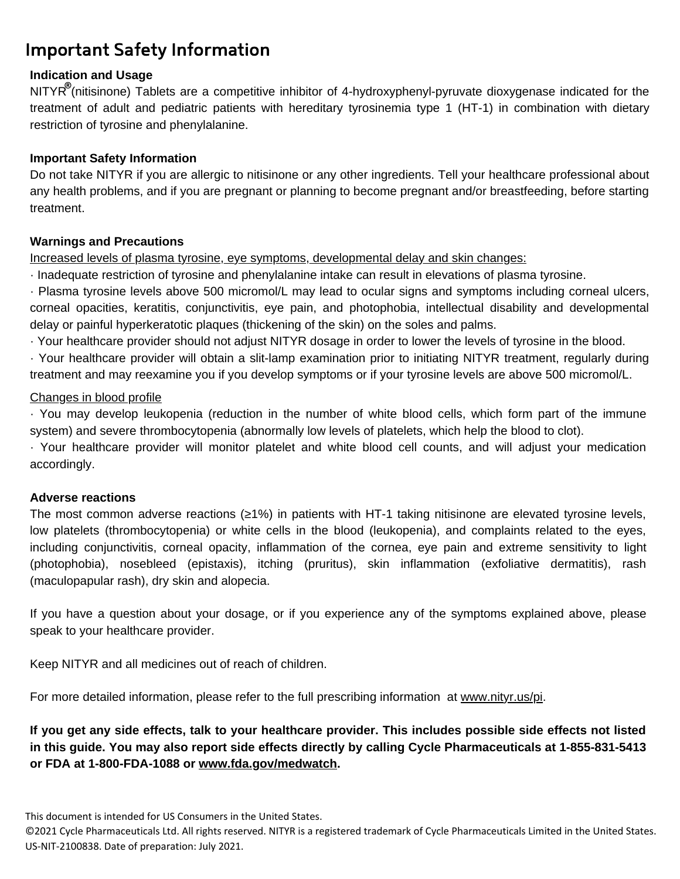# Important Safety Information

**Indication and Usage**

NITYR® (nitisinone) Tablets are a competitive inhibitor of 4-hydroxyphenyl-pyruvate dioxygenase indicated for the treatment of adult and pediatric patients with hereditary tyrosinemia type 1 (HT-1) in combination with dietary restriction of tyrosine and phenylalanine.

**Important Safety Information**

Do not take NITYR if you are allergic to nitisinone or any other ingredients. Tell your healthcare professional about any health problems, and if you are pregnant or planning to become pregnant and/or breastfeeding, before starting treatment.

**Warnings and Precautions**

<u>Increased levels of plasma tyrosine, eye symptoms, developmental delay and skin changes:</u>

- Inadequate restriction of tyrosine and phenylalanine intake can result in elevations of plasma tyrosine.
- Plasma tyrosine levels above 500 micromol/L may lead to ocular signs and symptoms including corneal ulcers, corneal opacities, keratitis, conjunctivitis, eye pain, and photophobia, intellectual disability and developmental delay or painful hyperkeratotic plaques (thickening of the skin) on the soles and palms.
- Your healthcare provider should not adjust NITYR dosage in order to lower the levels of tyrosine in the blood.
- Your healthcare provider will obtain a slit-lamp examination prior to initiating NITYR treatment, regularly during treatment and may reexamine you if you develop symptoms or if your tyrosine levels are above 500 micromol/L.

<u>Changes in blood profile</u>

- You may develop leukopenia (reduction in the number of white blood cells, which form part of the immune system) and severe thrombocytopenia (abnormally low levels of platelets, which help the blood to clot).
- Your healthcare provider will monitor platelet and white blood cell counts, and will adjust your medication accordingly.

**Adverse reactions**

The most common adverse reactions (≥1%) in patients with HT-1 taking nitisinone are elevated tyrosine levels, low platelets (thrombocytopenia) or white cells in the blood (leukopenia), and complaints related to the eyes, including conjunctivitis, corneal opacity, inflammation of the cornea, eye pain and extreme sensitivity to light (photophobia), nosebleed (epistaxis), itching (pruritus), skin inflammation (exfoliative dermatitis), rash (maculopapular rash), dry skin and alopecia.

If you have a question about your dosage, or if you experience any of the symptoms explained above, please speak to your healthcare provider.

Keep NITYR and all medicines out of reach of children.

For more detailed information, please refer to the full prescribing information at www.nityr.us/pi.

**If you get any side effects, talk to your healthcare provider. This includes possible side effects not listed in this guide. You may also report side effects directly by calling Cycle Pharmaceuticals at 1-855-831-5413 or FDA at 1-800-FDA-1088 or www.fda.gov/medwatch.**

This document is intended for US Consumers in the United States.
©2021 Cycle Pharmaceuticals Ltd. All rights reserved. NITYR is a registered trademark of Cycle Pharmaceuticals Limited in the United States.
US-NIT-2100838. Date of preparation: July 2021.